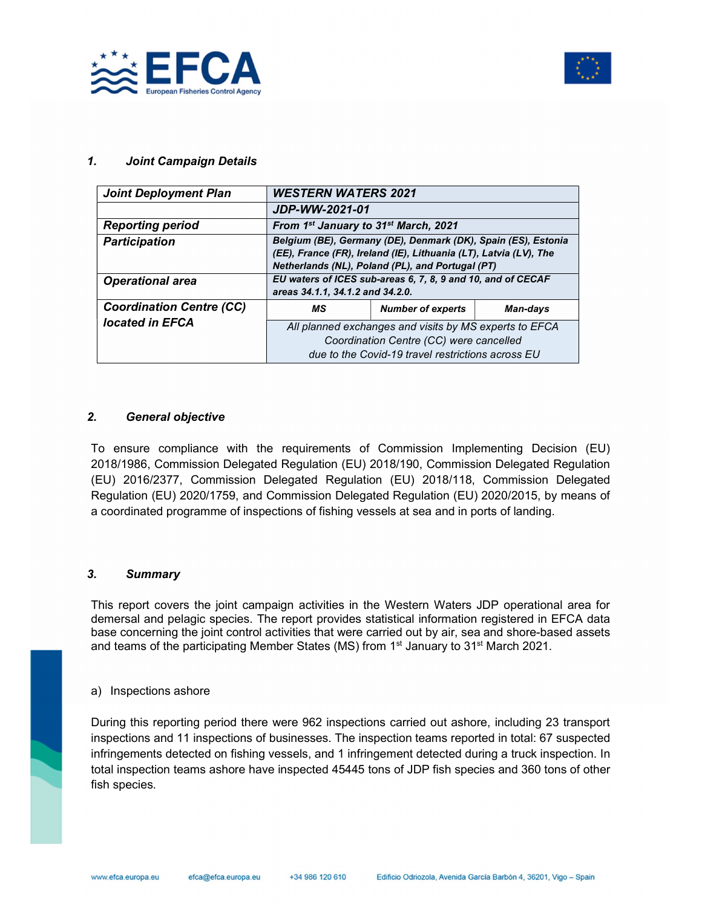## 1. Joint Campaign Details

| Joint Deployment Plan | WESTERN WATERS 2021 | | |
|---|---|---|---|
| | JDP-WW-2021-01 | | |
| Reporting period | From 1st January to 31st March, 2021 | | |
| Participation | Belgium (BE), Germany (DE), Denmark (DK), Spain (ES), Estonia (EE), France (FR), Ireland (IE), Lithuania (LT), Latvia (LV), The Netherlands (NL), Poland (PL), and Portugal (PT) | | |
| Operational area | EU waters of ICES sub-areas 6, 7, 8, 9 and 10, and of CECAF areas 34.1.1, 34.1.2 and 34.2.0. | | |
| Coordination Centre (CC) located in EFCA | MS | Number of experts | Man-days |
| | All planned exchanges and visits by MS experts to EFCA Coordination Centre (CC) were cancelled due to the Covid-19 travel restrictions across EU | | |

## 2. General objective

To ensure compliance with the requirements of Commission Implementing Decision (EU) 2018/1986, Commission Delegated Regulation (EU) 2018/190, Commission Delegated Regulation (EU) 2016/2377, Commission Delegated Regulation (EU) 2018/118, Commission Delegated Regulation (EU) 2020/1759, and Commission Delegated Regulation (EU) 2020/2015, by means of a coordinated programme of inspections of fishing vessels at sea and in ports of landing.

## 3. Summary

This report covers the joint campaign activities in the Western Waters JDP operational area for demersal and pelagic species. The report provides statistical information registered in EFCA data base concerning the joint control activities that were carried out by air, sea and shore-based assets and teams of the participating Member States (MS) from 1st January to 31st March 2021.

a) Inspections ashore

During this reporting period there were 962 inspections carried out ashore, including 23 transport inspections and 11 inspections of businesses. The inspection teams reported in total: 67 suspected infringements detected on fishing vessels, and 1 infringement detected during a truck inspection. In total inspection teams ashore have inspected 45445 tons of JDP fish species and 360 tons of other fish species.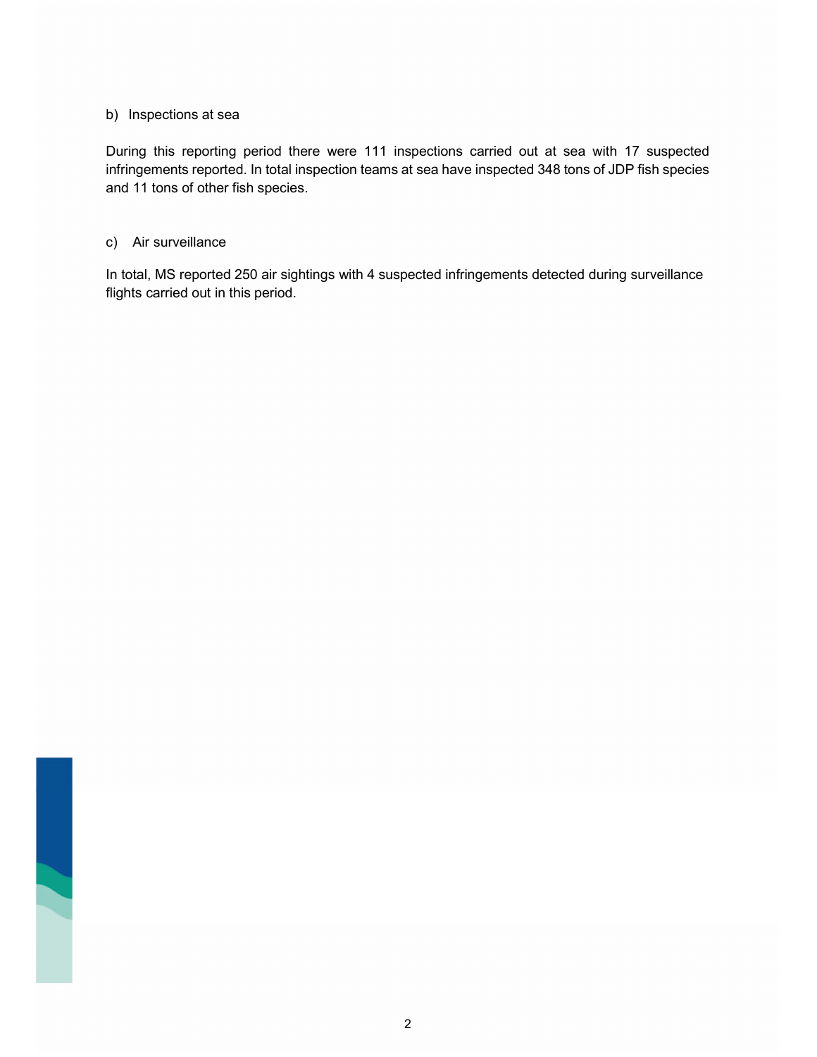b) Inspections at sea

During this reporting period there were 111 inspections carried out at sea with 17 suspected infringements reported. In total inspection teams at sea have inspected 348 tons of JDP fish species and 11 tons of other fish species.

c) Air surveillance

In total, MS reported 250 air sightings with 4 suspected infringements detected during surveillance flights carried out in this period.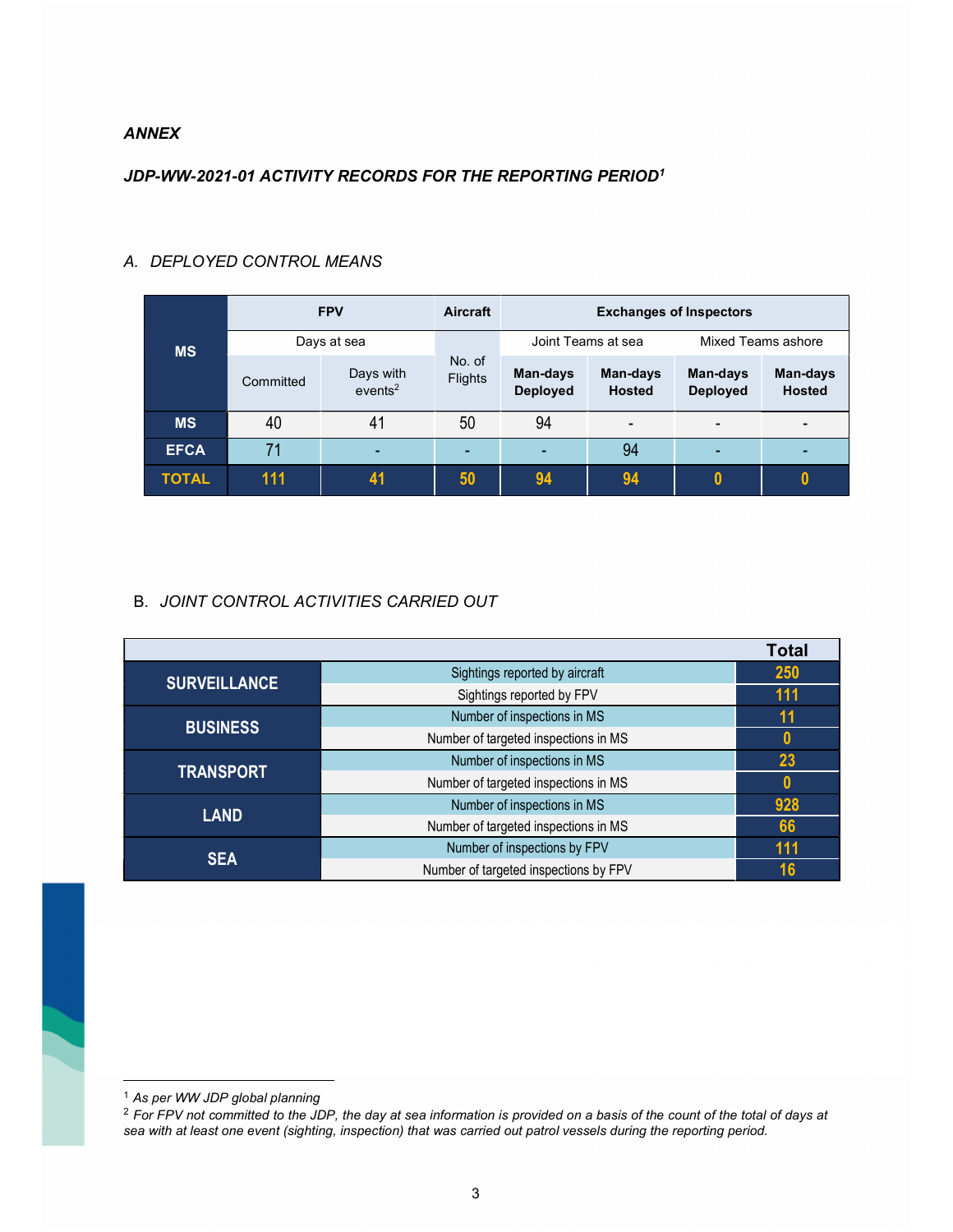***ANNEX***

***JDP-WW-2021-01 ACTIVITY RECORDS FOR THE REPORTING PERIOD[1]***

*A. DEPLOYED CONTROL MEANS*

| MS | FPV | | Aircraft | Exchanges of Inspectors | | | |
|---|---|---|---|---|---|---|---|
| | Days at sea | | No. of Flights | Joint Teams at sea | | Mixed Teams ashore | |
| | Committed | Days with events[2] | | **Man-days Deployed** | **Man-days Hosted** | **Man-days Deployed** | **Man-days Hosted** |
| **MS** | 40 | 41 | 50 | 94 | - | - | - |
| **EFCA** | 71 | - | - | - | 94 | - | - |
| **TOTAL** | **111** | **41** | **50** | **94** | **94** | **0** | **0** |

B. *JOINT CONTROL ACTIVITIES CARRIED OUT*

| | | **Total** |
|---|---|---|
| **SURVEILLANCE** | Sightings reported by aircraft | **250** |
| | Sightings reported by FPV | **111** |
| **BUSINESS** | Number of inspections in MS | **11** |
| | Number of targeted inspections in MS | **0** |
| **TRANSPORT** | Number of inspections in MS | **23** |
| | Number of targeted inspections in MS | **0** |
| **LAND** | Number of inspections in MS | **928** |
| | Number of targeted inspections in MS | **66** |
| **SEA** | Number of inspections by FPV | **111** |
| | Number of targeted inspections by FPV | **16** |

[1] *As per WW JDP global planning*

[2] *For FPV not committed to the JDP, the day at sea information is provided on a basis of the count of the total of days at sea with at least one event (sighting, inspection) that was carried out patrol vessels during the reporting period.*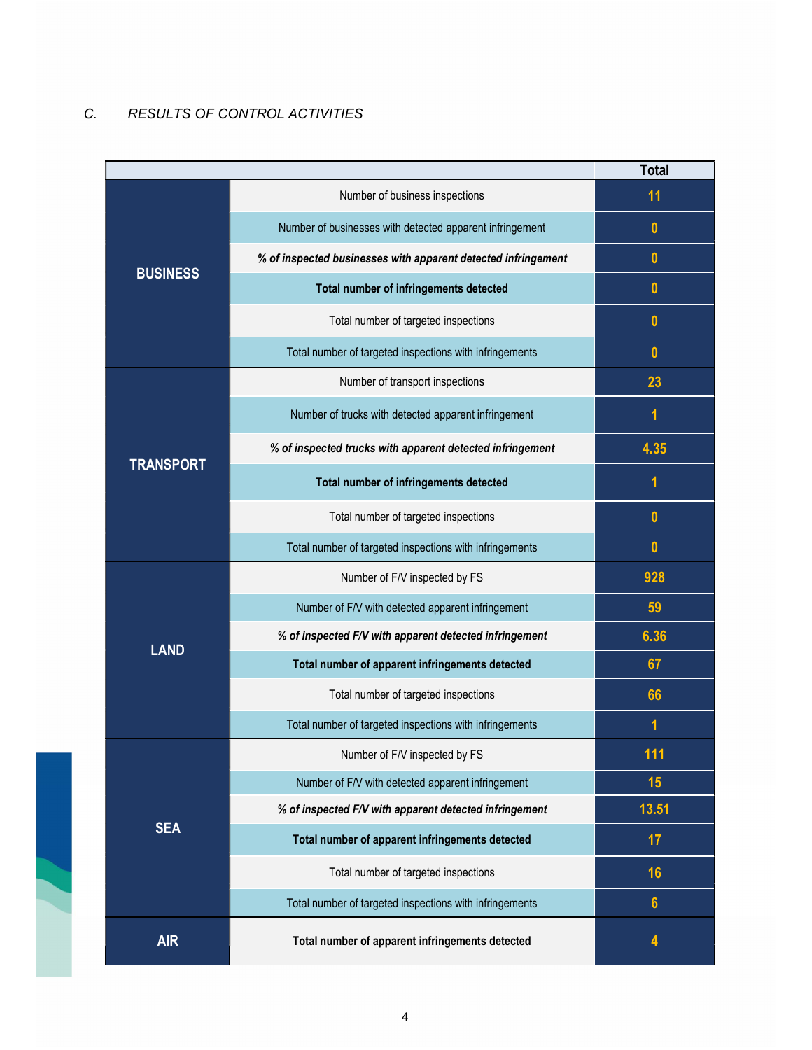*C. RESULTS OF CONTROL ACTIVITIES*

| | | Total |
|---|---|---|
| BUSINESS | Number of business inspections | 11 |
| | Number of businesses with detected apparent infringement | 0 |
| | ***% of inspected businesses with apparent detected infringement*** | 0 |
| | **Total number of infringements detected** | 0 |
| | Total number of targeted inspections | 0 |
| | Total number of targeted inspections with infringements | 0 |
| TRANSPORT | Number of transport inspections | 23 |
| | Number of trucks with detected apparent infringement | 1 |
| | ***% of inspected trucks with apparent detected infringement*** | 4.35 |
| | **Total number of infringements detected** | 1 |
| | Total number of targeted inspections | 0 |
| | Total number of targeted inspections with infringements | 0 |
| LAND | Number of F/V inspected by FS | 928 |
| | Number of F/V with detected apparent infringement | 59 |
| | ***% of inspected F/V with apparent detected infringement*** | 6.36 |
| | **Total number of apparent infringements detected** | 67 |
| | Total number of targeted inspections | 66 |
| | Total number of targeted inspections with infringements | 1 |
| SEA | Number of F/V inspected by FS | 111 |
| | Number of F/V with detected apparent infringement | 15 |
| | ***% of inspected F/V with apparent detected infringement*** | 13.51 |
| | **Total number of apparent infringements detected** | 17 |
| | Total number of targeted inspections | 16 |
| | Total number of targeted inspections with infringements | 6 |
| AIR | **Total number of apparent infringements detected** | 4 |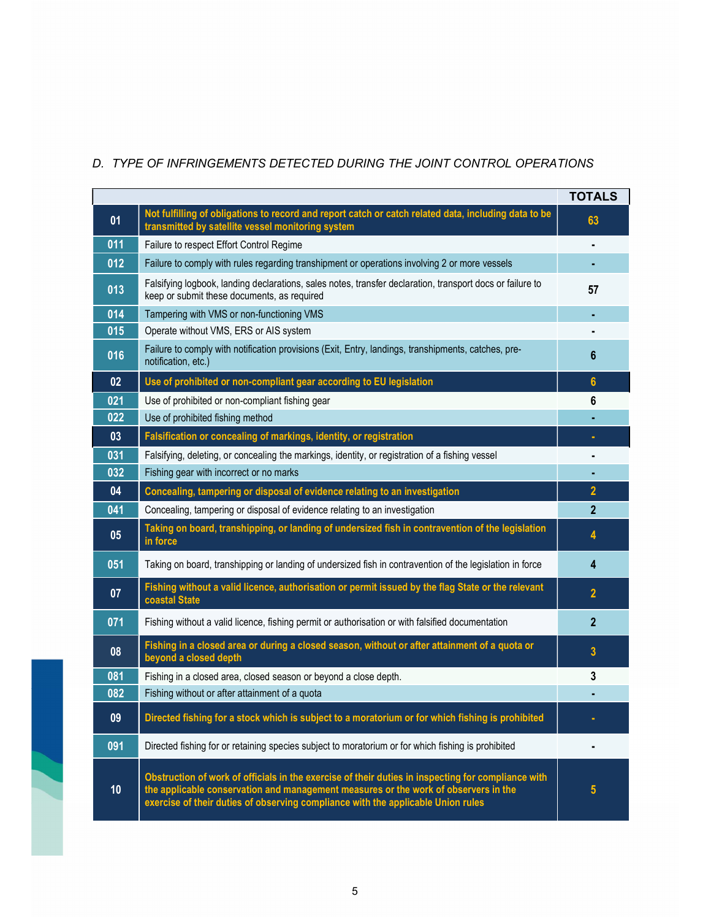*D. TYPE OF INFRINGEMENTS DETECTED DURING THE JOINT CONTROL OPERATIONS*

| | | TOTALS |
|---|---|---|
| **01** | **Not fulfilling of obligations to record and report catch or catch related data, including data to be transmitted by satellite vessel monitoring system** | **63** |
| 011 | Failure to respect Effort Control Regime | - |
| 012 | Failure to comply with rules regarding transhipment or operations involving 2 or more vessels | - |
| 013 | Falsifying logbook, landing declarations, sales notes, transfer declaration, transport docs or failure to keep or submit these documents, as required | 57 |
| 014 | Tampering with VMS or non-functioning VMS | - |
| 015 | Operate without VMS, ERS or AIS system | - |
| 016 | Failure to comply with notification provisions (Exit, Entry, landings, transhipments, catches, pre-notification, etc.) | 6 |
| **02** | **Use of prohibited or non-compliant gear according to EU legislation** | **6** |
| 021 | Use of prohibited or non-compliant fishing gear | 6 |
| 022 | Use of prohibited fishing method | - |
| **03** | **Falsification or concealing of markings, identity, or registration** | **-** |
| 031 | Falsifying, deleting, or concealing the markings, identity, or registration of a fishing vessel | - |
| 032 | Fishing gear with incorrect or no marks | - |
| **04** | **Concealing, tampering or disposal of evidence relating to an investigation** | **2** |
| 041 | Concealing, tampering or disposal of evidence relating to an investigation | 2 |
| **05** | **Taking on board, transhipping, or landing of undersized fish in contravention of the legislation in force** | **4** |
| 051 | Taking on board, transhipping or landing of undersized fish in contravention of the legislation in force | 4 |
| **07** | **Fishing without a valid licence, authorisation or permit issued by the flag State or the relevant coastal State** | **2** |
| 071 | Fishing without a valid licence, fishing permit or authorisation or with falsified documentation | 2 |
| **08** | **Fishing in a closed area or during a closed season, without or after attainment of a quota or beyond a closed depth** | **3** |
| 081 | Fishing in a closed area, closed season or beyond a close depth. | 3 |
| 082 | Fishing without or after attainment of a quota | - |
| **09** | **Directed fishing for a stock which is subject to a moratorium or for which fishing is prohibited** | **-** |
| 091 | Directed fishing for or retaining species subject to moratorium or for which fishing is prohibited | - |
| **10** | **Obstruction of work of officials in the exercise of their duties in inspecting for compliance with the applicable conservation and management measures or the work of observers in the exercise of their duties of observing compliance with the applicable Union rules** | **5** |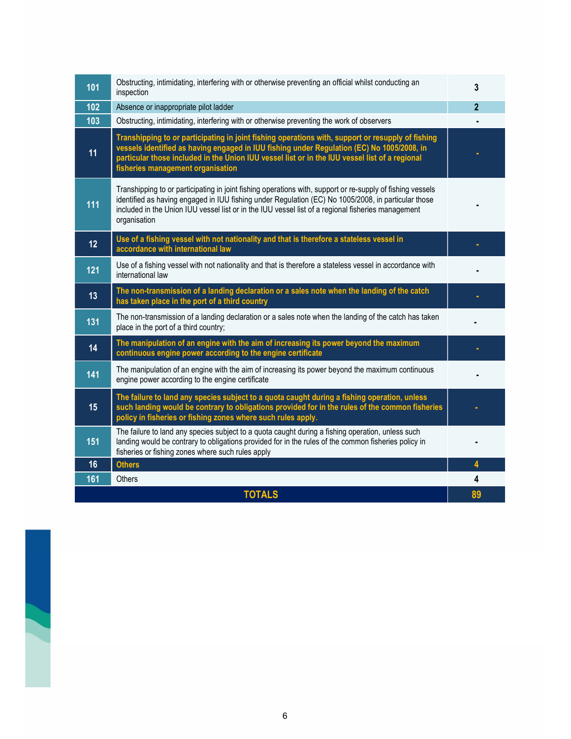| | | |
|---|---|---|
| 101 | Obstructing, intimidating, interfering with or otherwise preventing an official whilst conducting an inspection | 3 |
| 102 | Absence or inappropriate pilot ladder | 2 |
| 103 | Obstructing, intimidating, interfering with or otherwise preventing the work of observers | - |
| **11** | **Transhipping to or participating in joint fishing operations with, support or resupply of fishing vessels identified as having engaged in IUU fishing under Regulation (EC) No 1005/2008, in particular those included in the Union IUU vessel list or in the IUU vessel list of a regional fisheries management organisation** | **-** |
| 111 | Transhipping to or participating in joint fishing operations with, support or re-supply of fishing vessels identified as having engaged in IUU fishing under Regulation (EC) No 1005/2008, in particular those included in the Union IUU vessel list or in the IUU vessel list of a regional fisheries management organisation | - |
| **12** | **Use of a fishing vessel with not nationality and that is therefore a stateless vessel in accordance with international law** | **-** |
| 121 | Use of a fishing vessel with not nationality and that is therefore a stateless vessel in accordance with international law | - |
| **13** | **The non-transmission of a landing declaration or a sales note when the landing of the catch has taken place in the port of a third country** | **-** |
| 131 | The non-transmission of a landing declaration or a sales note when the landing of the catch has taken place in the port of a third country; | - |
| **14** | **The manipulation of an engine with the aim of increasing its power beyond the maximum continuous engine power according to the engine certificate** | **-** |
| 141 | The manipulation of an engine with the aim of increasing its power beyond the maximum continuous engine power according to the engine certificate | - |
| **15** | **The failure to land any species subject to a quota caught during a fishing operation, unless such landing would be contrary to obligations provided for in the rules of the common fisheries policy in fisheries or fishing zones where such rules apply.** | **-** |
| 151 | The failure to land any species subject to a quota caught during a fishing operation, unless such landing would be contrary to obligations provided for in the rules of the common fisheries policy in fisheries or fishing zones where such rules apply | - |
| **16** | **Others** | **4** |
| 161 | Others | 4 |
| | **TOTALS** | **89** |